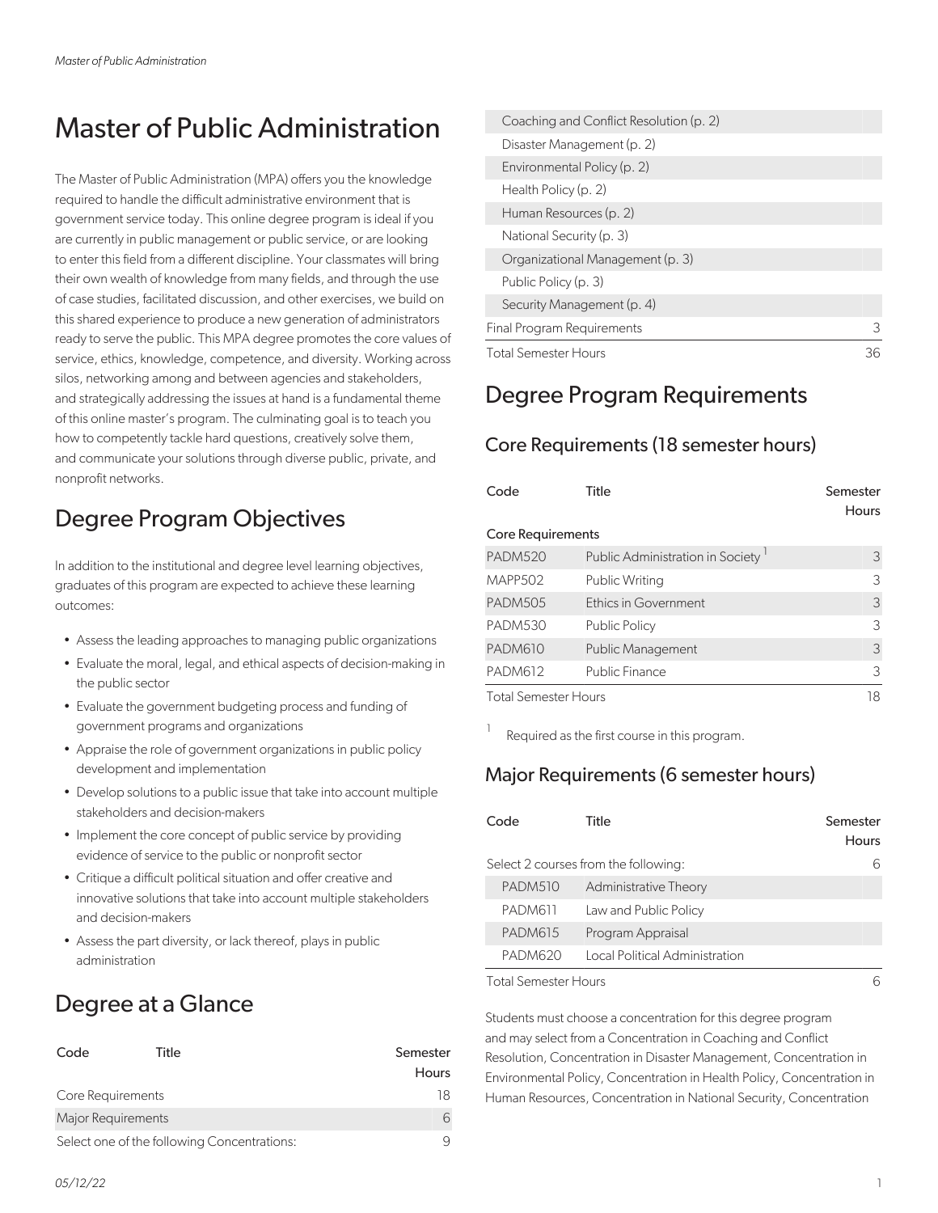# Master of Public Administration

The Master of Public Administration (MPA) offers you the knowledge required to handle the difficult administrative environment that is government service today. This online degree program is ideal if you are currently in public management or public service, or are looking to enter this field from a different discipline. Your classmates will bring their own wealth of knowledge from many fields, and through the use of case studies, facilitated discussion, and other exercises, we build on this shared experience to produce a new generation of administrators ready to serve the public. This MPA degree promotes the core values of service, ethics, knowledge, competence, and diversity. Working across silos, networking among and between agencies and stakeholders, and strategically addressing the issues at hand is a fundamental theme of this online master's program. The culminating goal is to teach you how to competently tackle hard questions, creatively solve them, and communicate your solutions through diverse public, private, and nonprofit networks.

## Degree Program Objectives

In addition to the institutional and degree level learning objectives, graduates of this program are expected to achieve these learning outcomes:

- Assess the leading approaches to managing public organizations
- Evaluate the moral, legal, and ethical aspects of decision-making in the public sector
- Evaluate the government budgeting process and funding of government programs and organizations
- Appraise the role of government organizations in public policy development and implementation
- Develop solutions to a public issue that take into account multiple stakeholders and decision-makers
- Implement the core concept of public service by providing evidence of service to the public or nonprofit sector
- Critique a difficult political situation and offer creative and innovative solutions that take into account multiple stakeholders and decision-makers
- Assess the part diversity, or lack thereof, plays in public administration

## Degree at a Glance

| Code | Title | Semester Hours |
|---|---|---|
| Core Requirements | | 18 |
| Major Requirements | | 6 |
| Select one of the following Concentrations: | | 9 |
| | Coaching and Conflict Resolution (p. 2) | |
| | Disaster Management (p. 2) | |
| | Environmental Policy (p. 2) | |
| | Health Policy (p. 2) | |
| | Human Resources (p. 2) | |
| | National Security (p. 3) | |
| | Organizational Management (p. 3) | |
| | Public Policy (p. 3) | |
| | Security Management (p. 4) | |
| Final Program Requirements | | 3 |
| Total Semester Hours | | 36 |

## Degree Program Requirements

### Core Requirements (18 semester hours)

| Code | Title | Semester Hours |
|---|---|---|
| **Core Requirements** | | |
| PADM520 | Public Administration in Society [1] | 3 |
| MAPP502 | Public Writing | 3 |
| PADM505 | Ethics in Government | 3 |
| PADM530 | Public Policy | 3 |
| PADM610 | Public Management | 3 |
| PADM612 | Public Finance | 3 |
| Total Semester Hours | | 18 |

[1] Required as the first course in this program.

### Major Requirements (6 semester hours)

| Code | Title | Semester Hours |
|---|---|---|
| Select 2 courses from the following: | | 6 |
| PADM510 | Administrative Theory | |
| PADM611 | Law and Public Policy | |
| PADM615 | Program Appraisal | |
| PADM620 | Local Political Administration | |
| Total Semester Hours | | 6 |

Students must choose a concentration for this degree program and may select from a Concentration in Coaching and Conflict Resolution, Concentration in Disaster Management, Concentration in Environmental Policy, Concentration in Health Policy, Concentration in Human Resources, Concentration in National Security, Concentration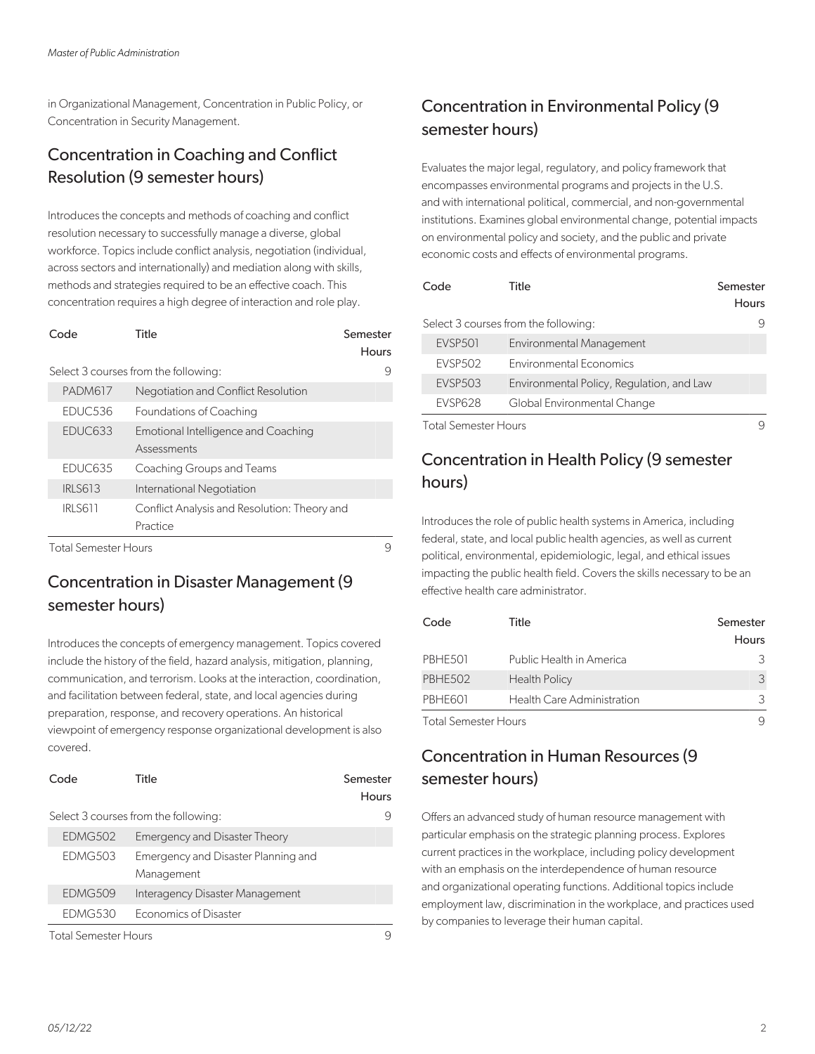in Organizational Management, Concentration in Public Policy, or Concentration in Security Management.

## Concentration in Coaching and Conflict Resolution (9 semester hours)

Introduces the concepts and methods of coaching and conflict resolution necessary to successfully manage a diverse, global workforce. Topics include conflict analysis, negotiation (individual, across sectors and internationally) and mediation along with skills, methods and strategies required to be an effective coach. This concentration requires a high degree of interaction and role play.

| Code | Title | Semester Hours |
|---|---|---|
| Select 3 courses from the following: | | 9 |
| PADM617 | Negotiation and Conflict Resolution | |
| EDUC536 | Foundations of Coaching | |
| EDUC633 | Emotional Intelligence and Coaching Assessments | |
| EDUC635 | Coaching Groups and Teams | |
| IRLS613 | International Negotiation | |
| IRLS611 | Conflict Analysis and Resolution: Theory and Practice | |
| Total Semester Hours | | 9 |

## Concentration in Disaster Management (9 semester hours)

Introduces the concepts of emergency management. Topics covered include the history of the field, hazard analysis, mitigation, planning, communication, and terrorism. Looks at the interaction, coordination, and facilitation between federal, state, and local agencies during preparation, response, and recovery operations. An historical viewpoint of emergency response organizational development is also covered.

| Code | Title | Semester Hours |
|---|---|---|
| Select 3 courses from the following: | | 9 |
| EDMG502 | Emergency and Disaster Theory | |
| EDMG503 | Emergency and Disaster Planning and Management | |
| EDMG509 | Interagency Disaster Management | |
| EDMG530 | Economics of Disaster | |
| Total Semester Hours | | 9 |

## Concentration in Environmental Policy (9 semester hours)

Evaluates the major legal, regulatory, and policy framework that encompasses environmental programs and projects in the U.S. and with international political, commercial, and non-governmental institutions. Examines global environmental change, potential impacts on environmental policy and society, and the public and private economic costs and effects of environmental programs.

| Code | Title | Semester Hours |
|---|---|---|
| Select 3 courses from the following: | | 9 |
| EVSP501 | Environmental Management | |
| EVSP502 | Environmental Economics | |
| EVSP503 | Environmental Policy, Regulation, and Law | |
| EVSP628 | Global Environmental Change | |
| Total Semester Hours | | 9 |

## Concentration in Health Policy (9 semester hours)

Introduces the role of public health systems in America, including federal, state, and local public health agencies, as well as current political, environmental, epidemiologic, legal, and ethical issues impacting the public health field. Covers the skills necessary to be an effective health care administrator.

| Code | Title | Semester Hours |
|---|---|---|
| PBHE501 | Public Health in America | 3 |
| PBHE502 | Health Policy | 3 |
| PBHE601 | Health Care Administration | 3 |
| Total Semester Hours | | 9 |

## Concentration in Human Resources (9 semester hours)

Offers an advanced study of human resource management with particular emphasis on the strategic planning process. Explores current practices in the workplace, including policy development with an emphasis on the interdependence of human resource and organizational operating functions. Additional topics include employment law, discrimination in the workplace, and practices used by companies to leverage their human capital.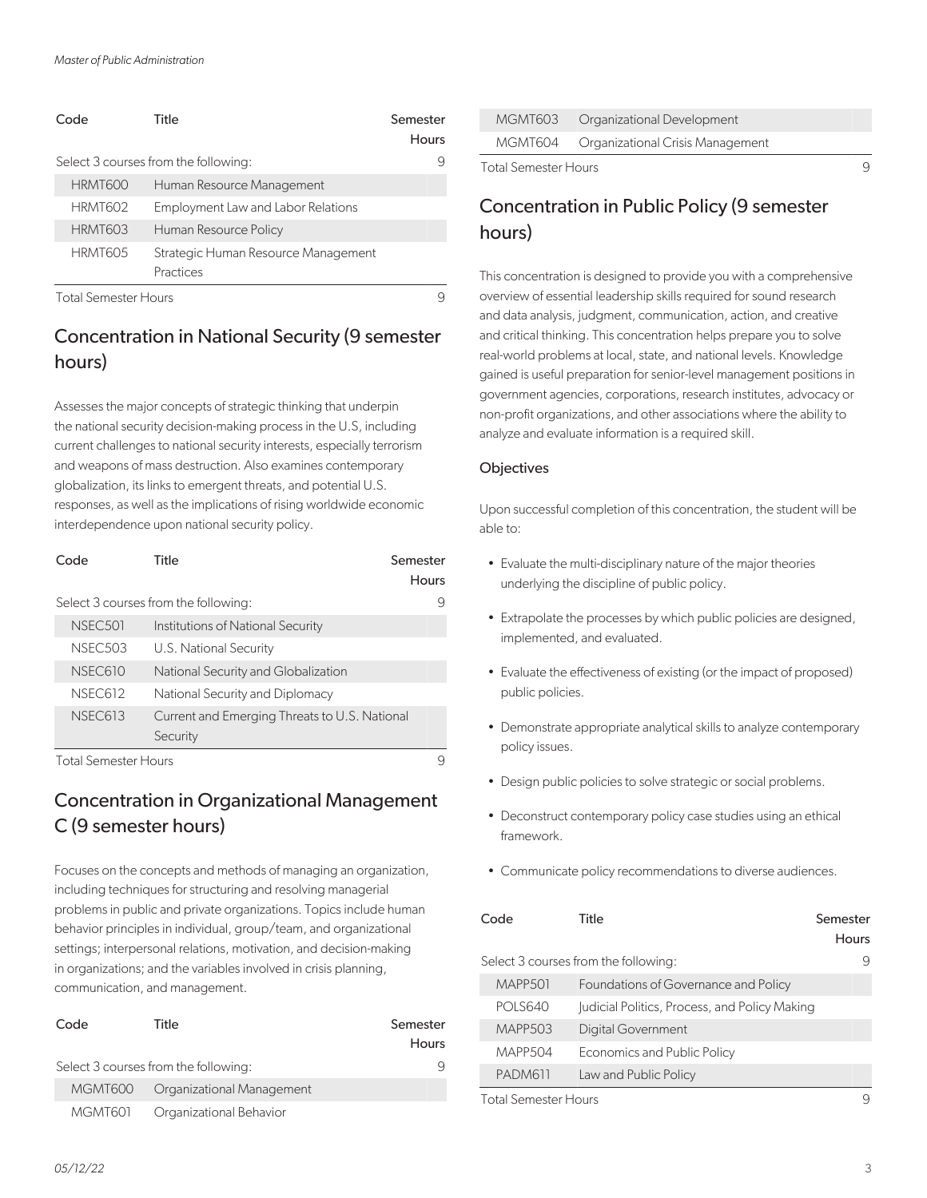| Code | Title | Semester Hours |
|---|---|---|
| Select 3 courses from the following: | | 9 |
| HRMT600 | Human Resource Management | |
| HRMT602 | Employment Law and Labor Relations | |
| HRMT603 | Human Resource Policy | |
| HRMT605 | Strategic Human Resource Management Practices | |
| Total Semester Hours | | 9 |

## Concentration in National Security (9 semester hours)

Assesses the major concepts of strategic thinking that underpin the national security decision-making process in the U.S, including current challenges to national security interests, especially terrorism and weapons of mass destruction. Also examines contemporary globalization, its links to emergent threats, and potential U.S. responses, as well as the implications of rising worldwide economic interdependence upon national security policy.

| Code | Title | Semester Hours |
|---|---|---|
| Select 3 courses from the following: | | 9 |
| NSEC501 | Institutions of National Security | |
| NSEC503 | U.S. National Security | |
| NSEC610 | National Security and Globalization | |
| NSEC612 | National Security and Diplomacy | |
| NSEC613 | Current and Emerging Threats to U.S. National Security | |
| Total Semester Hours | | 9 |

## Concentration in Organizational Management C (9 semester hours)

Focuses on the concepts and methods of managing an organization, including techniques for structuring and resolving managerial problems in public and private organizations. Topics include human behavior principles in individual, group/team, and organizational settings; interpersonal relations, motivation, and decision-making in organizations; and the variables involved in crisis planning, communication, and management.

| Code | Title | Semester Hours |
|---|---|---|
| Select 3 courses from the following: | | 9 |
| MGMT600 | Organizational Management | |
| MGMT601 | Organizational Behavior | |
| MGMT603 | Organizational Development | |
| MGMT604 | Organizational Crisis Management | |
| Total Semester Hours | | 9 |

## Concentration in Public Policy (9 semester hours)

This concentration is designed to provide you with a comprehensive overview of essential leadership skills required for sound research and data analysis, judgment, communication, action, and creative and critical thinking. This concentration helps prepare you to solve real-world problems at local, state, and national levels. Knowledge gained is useful preparation for senior-level management positions in government agencies, corporations, research institutes, advocacy or non-profit organizations, and other associations where the ability to analyze and evaluate information is a required skill.

### Objectives

Upon successful completion of this concentration, the student will be able to:

- Evaluate the multi-disciplinary nature of the major theories underlying the discipline of public policy.
- Extrapolate the processes by which public policies are designed, implemented, and evaluated.
- Evaluate the effectiveness of existing (or the impact of proposed) public policies.
- Demonstrate appropriate analytical skills to analyze contemporary policy issues.
- Design public policies to solve strategic or social problems.
- Deconstruct contemporary policy case studies using an ethical framework.
- Communicate policy recommendations to diverse audiences.

| Code | Title | Semester Hours |
|---|---|---|
| Select 3 courses from the following: | | 9 |
| MAPP501 | Foundations of Governance and Policy | |
| POLS640 | Judicial Politics, Process, and Policy Making | |
| MAPP503 | Digital Government | |
| MAPP504 | Economics and Public Policy | |
| PADM611 | Law and Public Policy | |
| Total Semester Hours | | 9 |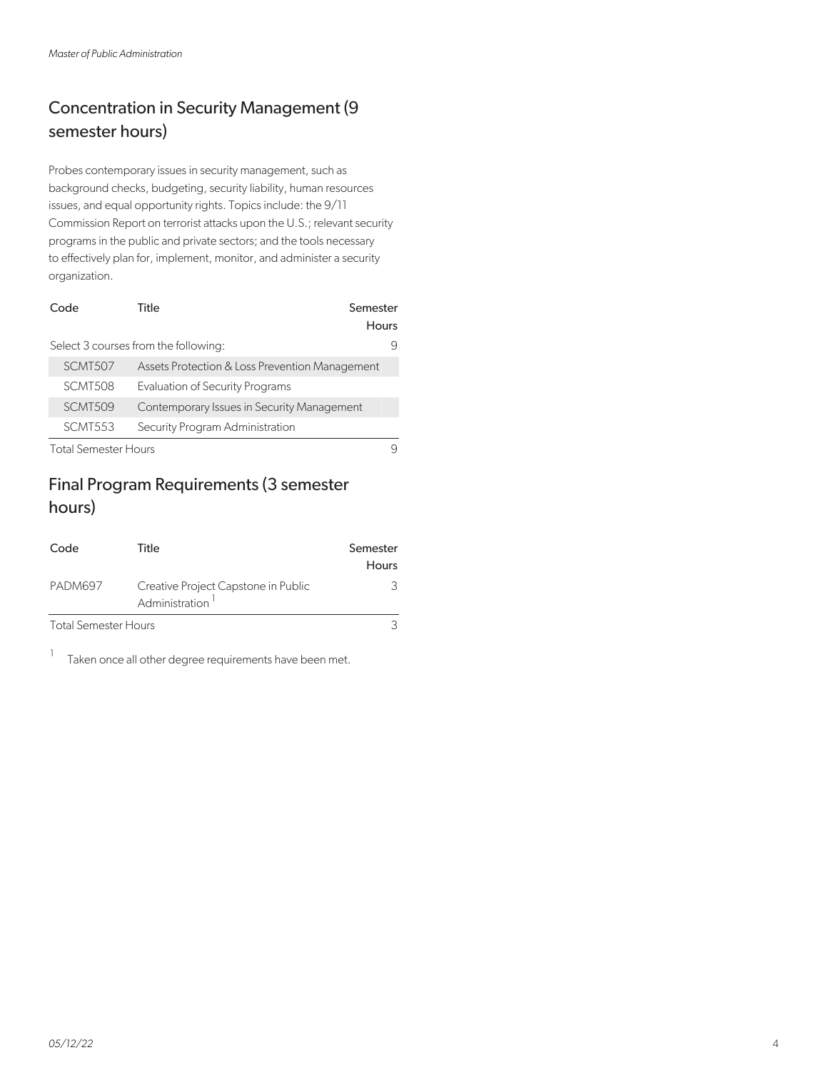## Concentration in Security Management (9 semester hours)

Probes contemporary issues in security management, such as background checks, budgeting, security liability, human resources issues, and equal opportunity rights. Topics include: the 9/11 Commission Report on terrorist attacks upon the U.S.; relevant security programs in the public and private sectors; and the tools necessary to effectively plan for, implement, monitor, and administer a security organization.

| Code | Title | Semester Hours |
| --- | --- | --- |
| Select 3 courses from the following: | | 9 |
| SCMT507 | Assets Protection & Loss Prevention Management | |
| SCMT508 | Evaluation of Security Programs | |
| SCMT509 | Contemporary Issues in Security Management | |
| SCMT553 | Security Program Administration | |
| Total Semester Hours | | 9 |

## Final Program Requirements (3 semester hours)

| Code | Title | Semester Hours |
| --- | --- | --- |
| PADM697 | Creative Project Capstone in Public Administration [1] | 3 |
| Total Semester Hours | | 3 |

[1] Taken once all other degree requirements have been met.